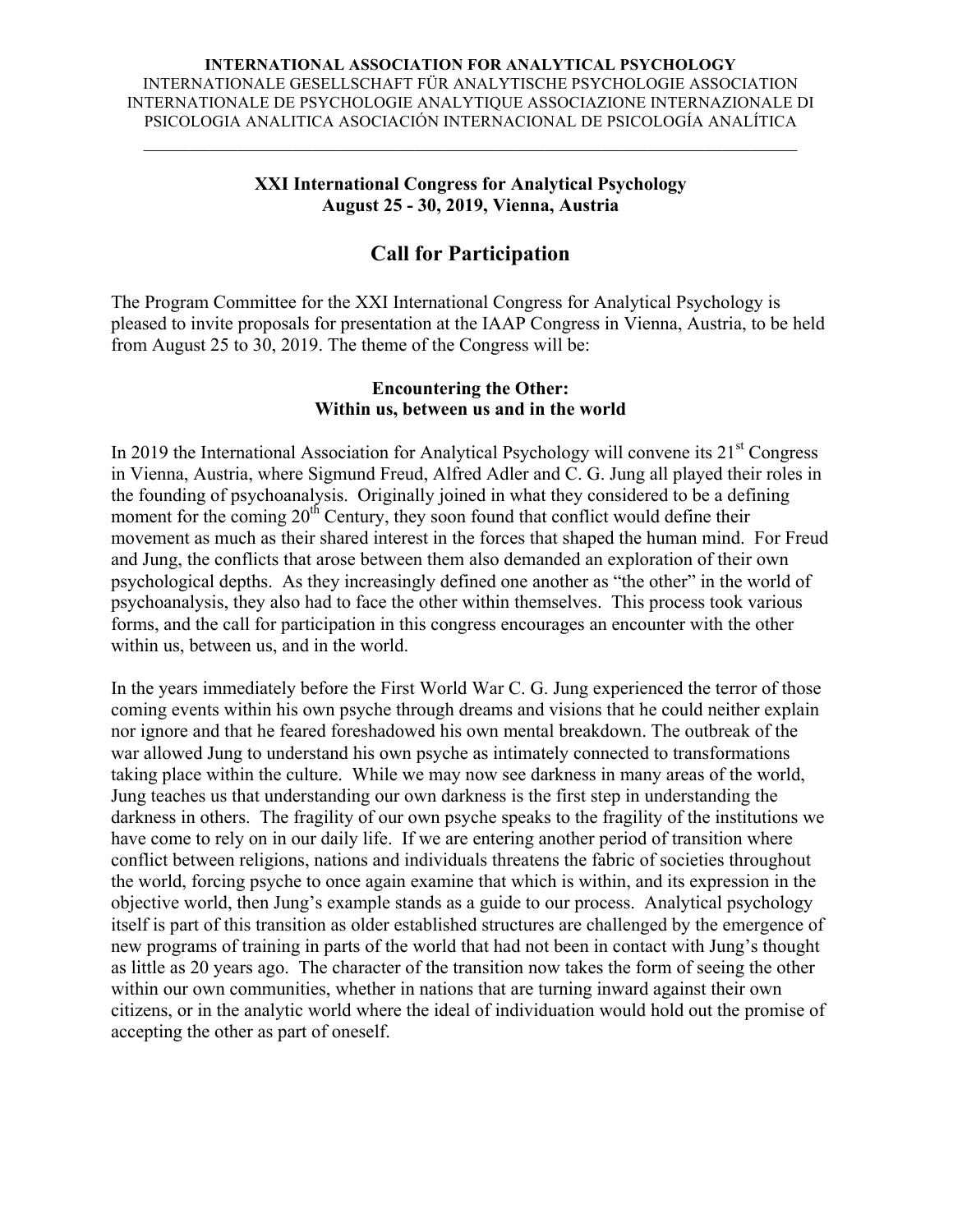**INTERNATIONAL ASSOCIATION FOR ANALYTICAL PSYCHOLOGY**
INTERNATIONALE GESELLSCHAFT FÜR ANALYTISCHE PSYCHOLOGIE ASSOCIATION INTERNATIONALE DE PSYCHOLOGIE ANALYTIQUE ASSOCIAZIONE INTERNAZIONALE DI PSICOLOGIA ANALITICA ASOCIACIÓN INTERNACIONAL DE PSICOLOGÍA ANALÍTICA

---

**XXI International Congress for Analytical Psychology**
**August 25 - 30, 2019, Vienna, Austria**

# Call for Participation

The Program Committee for the XXI International Congress for Analytical Psychology is pleased to invite proposals for presentation at the IAAP Congress in Vienna, Austria, to be held from August 25 to 30, 2019. The theme of the Congress will be:

**Encountering the Other:**
**Within us, between us and in the world**

In 2019 the International Association for Analytical Psychology will convene its 21st Congress in Vienna, Austria, where Sigmund Freud, Alfred Adler and C. G. Jung all played their roles in the founding of psychoanalysis. Originally joined in what they considered to be a defining moment for the coming 20th Century, they soon found that conflict would define their movement as much as their shared interest in the forces that shaped the human mind. For Freud and Jung, the conflicts that arose between them also demanded an exploration of their own psychological depths. As they increasingly defined one another as "the other" in the world of psychoanalysis, they also had to face the other within themselves. This process took various forms, and the call for participation in this congress encourages an encounter with the other within us, between us, and in the world.

In the years immediately before the First World War C. G. Jung experienced the terror of those coming events within his own psyche through dreams and visions that he could neither explain nor ignore and that he feared foreshadowed his own mental breakdown. The outbreak of the war allowed Jung to understand his own psyche as intimately connected to transformations taking place within the culture. While we may now see darkness in many areas of the world, Jung teaches us that understanding our own darkness is the first step in understanding the darkness in others. The fragility of our own psyche speaks to the fragility of the institutions we have come to rely on in our daily life. If we are entering another period of transition where conflict between religions, nations and individuals threatens the fabric of societies throughout the world, forcing psyche to once again examine that which is within, and its expression in the objective world, then Jung's example stands as a guide to our process. Analytical psychology itself is part of this transition as older established structures are challenged by the emergence of new programs of training in parts of the world that had not been in contact with Jung's thought as little as 20 years ago. The character of the transition now takes the form of seeing the other within our own communities, whether in nations that are turning inward against their own citizens, or in the analytic world where the ideal of individuation would hold out the promise of accepting the other as part of oneself.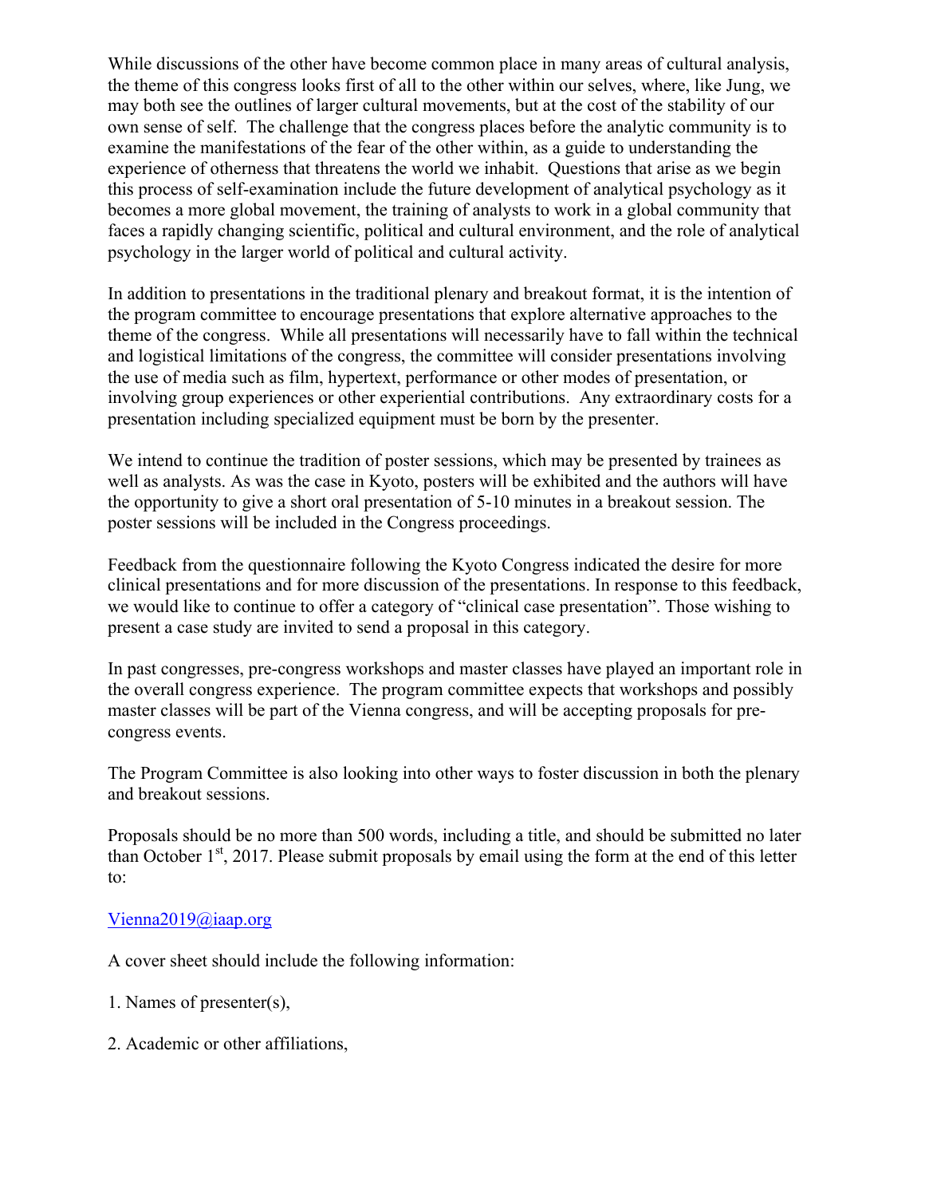While discussions of the other have become common place in many areas of cultural analysis, the theme of this congress looks first of all to the other within our selves, where, like Jung, we may both see the outlines of larger cultural movements, but at the cost of the stability of our own sense of self. The challenge that the congress places before the analytic community is to examine the manifestations of the fear of the other within, as a guide to understanding the experience of otherness that threatens the world we inhabit. Questions that arise as we begin this process of self-examination include the future development of analytical psychology as it becomes a more global movement, the training of analysts to work in a global community that faces a rapidly changing scientific, political and cultural environment, and the role of analytical psychology in the larger world of political and cultural activity.

In addition to presentations in the traditional plenary and breakout format, it is the intention of the program committee to encourage presentations that explore alternative approaches to the theme of the congress. While all presentations will necessarily have to fall within the technical and logistical limitations of the congress, the committee will consider presentations involving the use of media such as film, hypertext, performance or other modes of presentation, or involving group experiences or other experiential contributions. Any extraordinary costs for a presentation including specialized equipment must be born by the presenter.

We intend to continue the tradition of poster sessions, which may be presented by trainees as well as analysts. As was the case in Kyoto, posters will be exhibited and the authors will have the opportunity to give a short oral presentation of 5-10 minutes in a breakout session. The poster sessions will be included in the Congress proceedings.

Feedback from the questionnaire following the Kyoto Congress indicated the desire for more clinical presentations and for more discussion of the presentations. In response to this feedback, we would like to continue to offer a category of "clinical case presentation". Those wishing to present a case study are invited to send a proposal in this category.

In past congresses, pre-congress workshops and master classes have played an important role in the overall congress experience. The program committee expects that workshops and possibly master classes will be part of the Vienna congress, and will be accepting proposals for pre-congress events.

The Program Committee is also looking into other ways to foster discussion in both the plenary and breakout sessions.

Proposals should be no more than 500 words, including a title, and should be submitted no later than October 1st, 2017. Please submit proposals by email using the form at the end of this letter to:

Vienna2019@iaap.org

A cover sheet should include the following information:

1. Names of presenter(s),

2. Academic or other affiliations,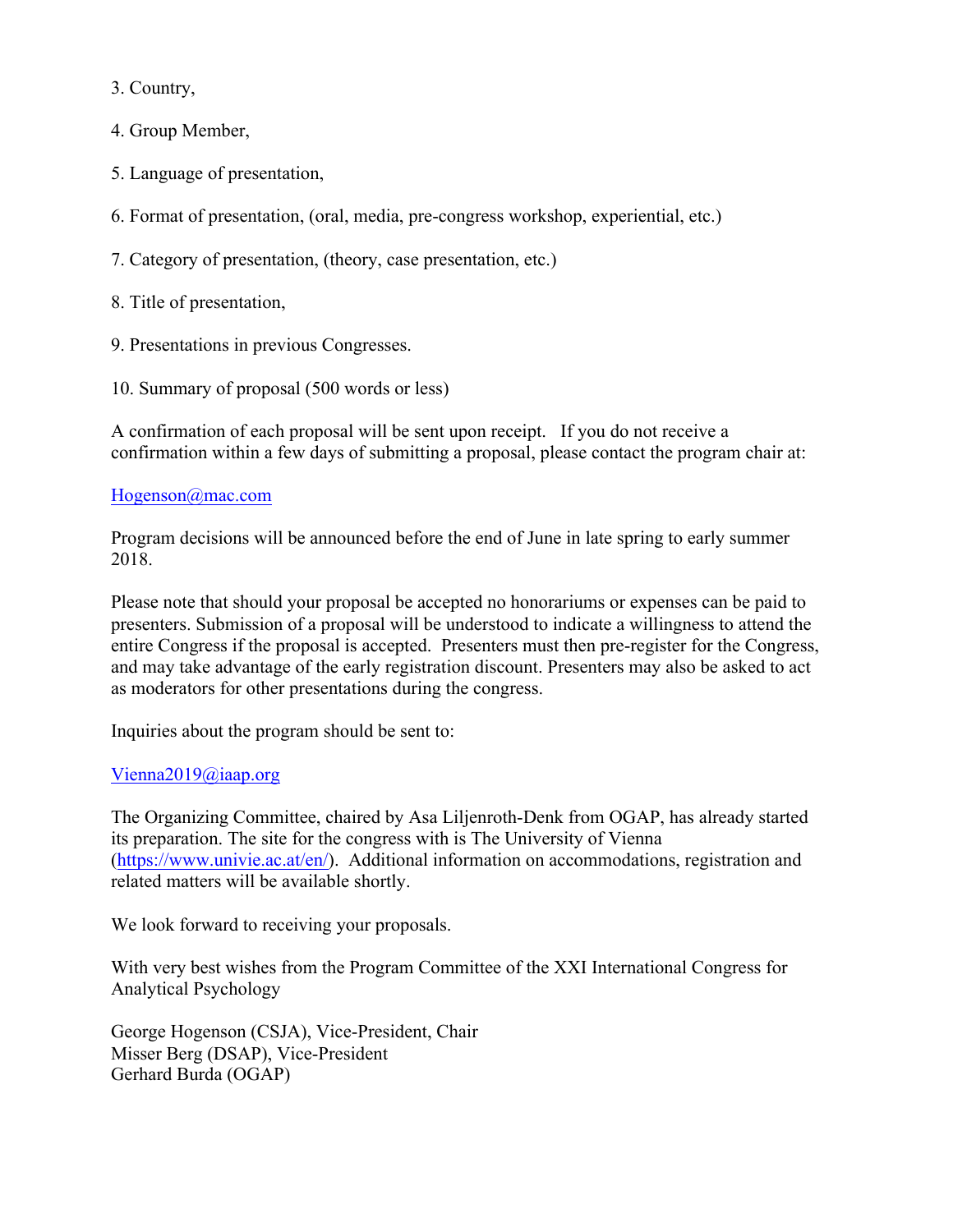3. Country,
4. Group Member,
5. Language of presentation,
6. Format of presentation, (oral, media, pre-congress workshop, experiential, etc.)
7. Category of presentation, (theory, case presentation, etc.)
8. Title of presentation,
9. Presentations in previous Congresses.
10. Summary of proposal (500 words or less)

A confirmation of each proposal will be sent upon receipt. If you do not receive a confirmation within a few days of submitting a proposal, please contact the program chair at:

Hogenson@mac.com

Program decisions will be announced before the end of June in late spring to early summer 2018.

Please note that should your proposal be accepted no honorariums or expenses can be paid to presenters. Submission of a proposal will be understood to indicate a willingness to attend the entire Congress if the proposal is accepted. Presenters must then pre-register for the Congress, and may take advantage of the early registration discount. Presenters may also be asked to act as moderators for other presentations during the congress.

Inquiries about the program should be sent to:

Vienna2019@iaap.org

The Organizing Committee, chaired by Asa Liljenroth-Denk from OGAP, has already started its preparation. The site for the congress with is The University of Vienna (https://www.univie.ac.at/en/). Additional information on accommodations, registration and related matters will be available shortly.

We look forward to receiving your proposals.

With very best wishes from the Program Committee of the XXI International Congress for Analytical Psychology

George Hogenson (CSJA), Vice-President, Chair
Misser Berg (DSAP), Vice-President
Gerhard Burda (OGAP)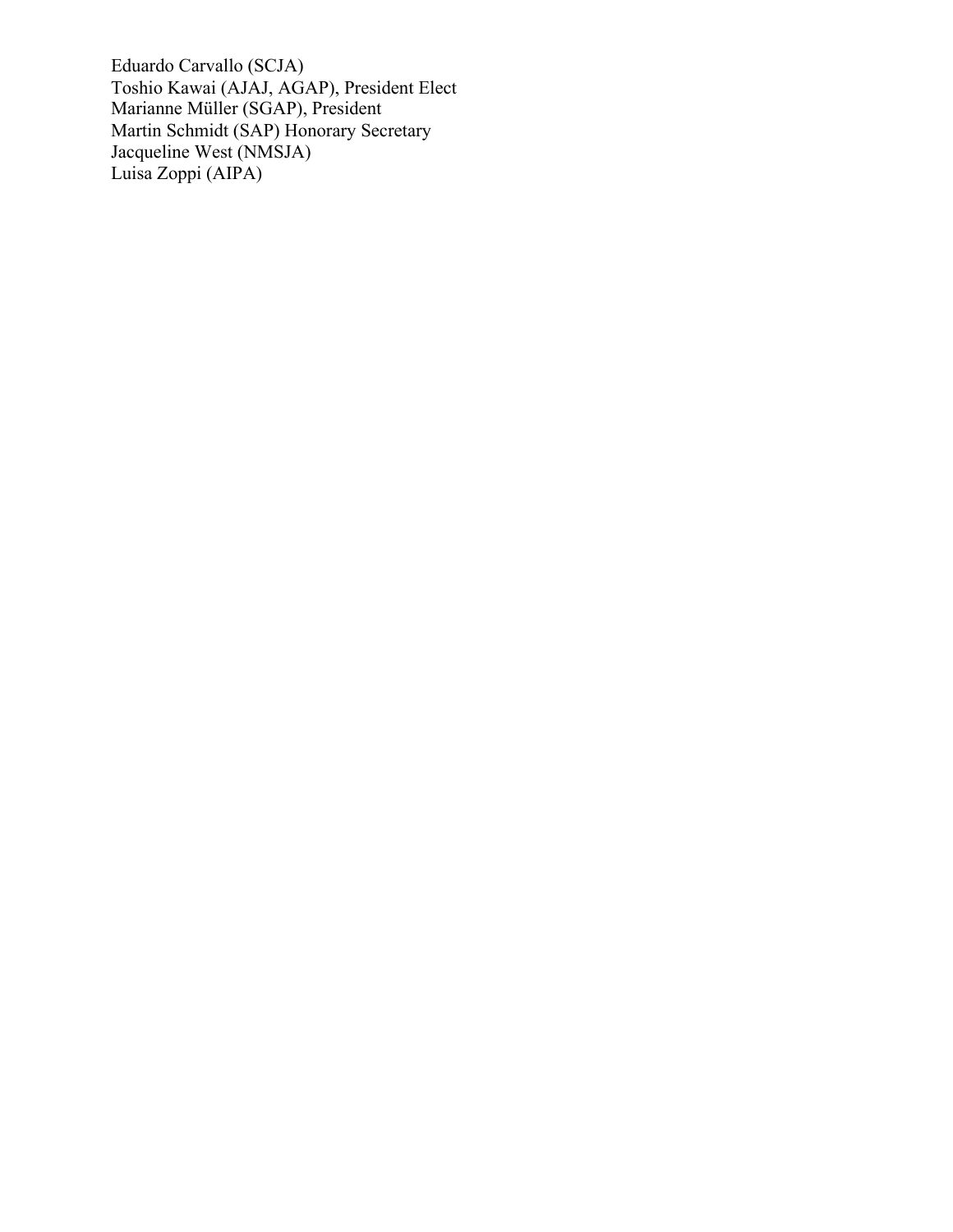Eduardo Carvallo (SCJA)
Toshio Kawai (AJAJ, AGAP), President Elect
Marianne Müller (SGAP), President
Martin Schmidt (SAP) Honorary Secretary
Jacqueline West (NMSJA)
Luisa Zoppi (AIPA)